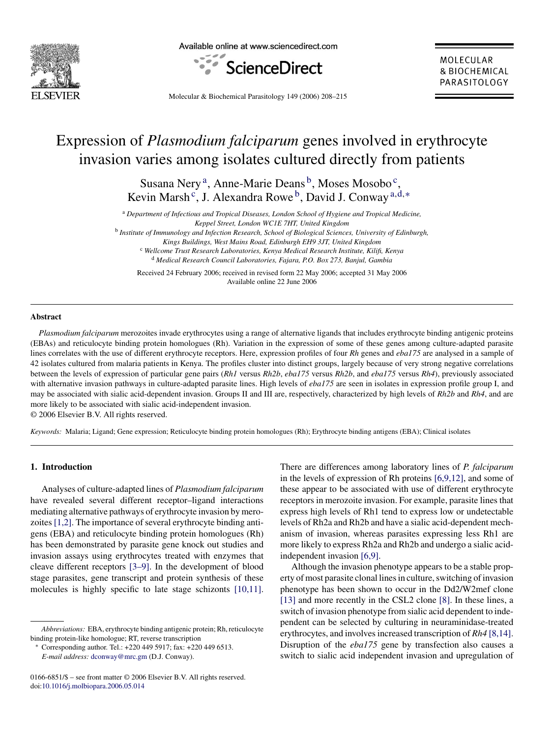# Expression of *Plasmodium falciparum* genes involved in erythrocyte invasion varies among isolates cultured directly from patients

Susana Nery [a], Anne-Marie Deans [b], Moses Mosobo [c], Kevin Marsh [c], J. Alexandra Rowe [b], David J. Conway [a,d,*]

[a] *Department of Infectious and Tropical Diseases, London School of Hygiene and Tropical Medicine, Keppel Street, London WC1E 7HT, United Kingdom*

[b] *Institute of Immunology and Infection Research, School of Biological Sciences, University of Edinburgh, Kings Buildings, West Mains Road, Edinburgh EH9 3JT, United Kingdom*

[c] *Wellcome Trust Research Laboratories, Kenya Medical Research Institute, Kilifi, Kenya*

[d] *Medical Research Council Laboratories, Fajara, P.O. Box 273, Banjul, Gambia*

Received 24 February 2006; received in revised form 22 May 2006; accepted 31 May 2006
Available online 22 June 2006

## Abstract

*Plasmodium falciparum* merozoites invade erythrocytes using a range of alternative ligands that includes erythrocyte binding antigenic proteins (EBAs) and reticulocyte binding protein homologues (Rh). Variation in the expression of some of these genes among culture-adapted parasite lines correlates with the use of different erythrocyte receptors. Here, expression profiles of four *Rh* genes and *eba175* are analysed in a sample of 42 isolates cultured from malaria patients in Kenya. The profiles cluster into distinct groups, largely because of very strong negative correlations between the levels of expression of particular gene pairs (*Rh1* versus *Rh2b*, *eba175* versus *Rh2b*, and *eba175* versus *Rh4*), previously associated with alternative invasion pathways in culture-adapted parasite lines. High levels of *eba175* are seen in isolates in expression profile group I, and may be associated with sialic acid-dependent invasion. Groups II and III are, respectively, characterized by high levels of *Rh2b* and *Rh4*, and are more likely to be associated with sialic acid-independent invasion.

© 2006 Elsevier B.V. All rights reserved.

*Keywords:* Malaria; Ligand; Gene expression; Reticulocyte binding protein homologues (Rh); Erythrocyte binding antigens (EBA); Clinical isolates

## 1. Introduction

Analyses of culture-adapted lines of *Plasmodium falciparum* have revealed several different receptor–ligand interactions mediating alternative pathways of erythrocyte invasion by merozoites [1,2]. The importance of several erythrocyte binding antigens (EBA) and reticulocyte binding protein homologues (Rh) has been demonstrated by parasite gene knock out studies and invasion assays using erythrocytes treated with enzymes that cleave different receptors [3–9]. In the development of blood stage parasites, gene transcript and protein synthesis of these molecules is highly specific to late stage schizonts [10,11]. There are differences among laboratory lines of *P. falciparum* in the levels of expression of Rh proteins [6,9,12], and some of these appear to be associated with use of different erythrocyte receptors in merozoite invasion. For example, parasite lines that express high levels of Rh1 tend to express low or undetectable levels of Rh2a and Rh2b and have a sialic acid-dependent mechanism of invasion, whereas parasites expressing less Rh1 are more likely to express Rh2a and Rh2b and undergo a sialic acid-independent invasion [6,9].

Although the invasion phenotype appears to be a stable property of most parasite clonal lines in culture, switching of invasion phenotype has been shown to occur in the Dd2/W2mef clone [13] and more recently in the CSL2 clone [8]. In these lines, a switch of invasion phenotype from sialic acid dependent to independent can be selected by culturing in neuraminidase-treated erythrocytes, and involves increased transcription of *Rh4* [8,14]. Disruption of the *eba175* gene by transfection also causes a switch to sialic acid independent invasion and upregulation of

*Abbreviations:* EBA, erythrocyte binding antigenic protein; Rh, reticulocyte binding protein-like homologue; RT, reverse transcription

\* Corresponding author. Tel.: +220 449 5917; fax: +220 449 6513.
*E-mail address:* dconway@mrc.gm (D.J. Conway).

0166-6851/$ – see front matter © 2006 Elsevier B.V. All rights reserved.
doi:10.1016/j.molbiopara.2006.05.014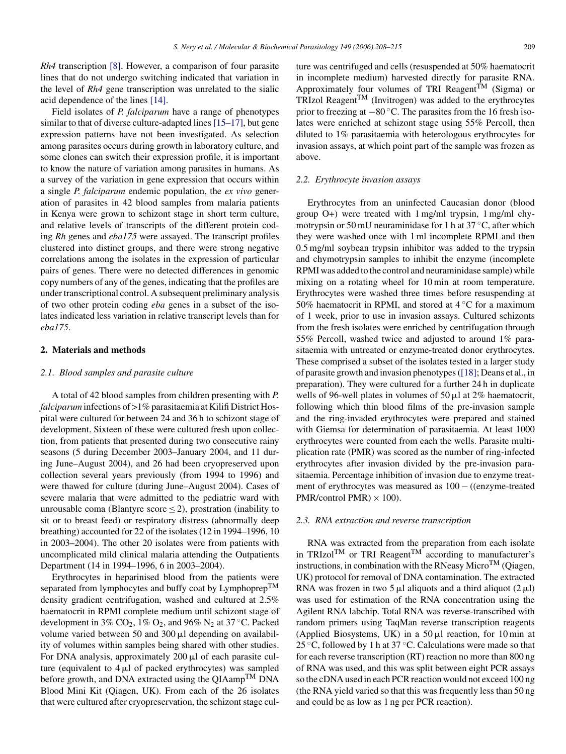*Rh4* transcription [8]. However, a comparison of four parasite lines that do not undergo switching indicated that variation in the level of *Rh4* gene transcription was unrelated to the sialic acid dependence of the lines [14].

Field isolates of *P. falciparum* have a range of phenotypes similar to that of diverse culture-adapted lines [15–17], but gene expression patterns have not been investigated. As selection among parasites occurs during growth in laboratory culture, and some clones can switch their expression profile, it is important to know the nature of variation among parasites in humans. As a survey of the variation in gene expression that occurs within a single *P. falciparum* endemic population, the *ex vivo* generation of parasites in 42 blood samples from malaria patients in Kenya were grown to schizont stage in short term culture, and relative levels of transcripts of the different protein coding *Rh* genes and *eba175* were assayed. The transcript profiles clustered into distinct groups, and there were strong negative correlations among the isolates in the expression of particular pairs of genes. There were no detected differences in genomic copy numbers of any of the genes, indicating that the profiles are under transcriptional control. A subsequent preliminary analysis of two other protein coding *eba* genes in a subset of the isolates indicated less variation in relative transcript levels than for *eba175*.

## 2. Materials and methods

### 2.1. Blood samples and parasite culture

A total of 42 blood samples from children presenting with *P. falciparum* infections of >1% parasitaemia at Kilifi District Hospital were cultured for between 24 and 36 h to schizont stage of development. Sixteen of these were cultured fresh upon collection, from patients that presented during two consecutive rainy seasons (5 during December 2003–January 2004, and 11 during June–August 2004), and 26 had been cryopreserved upon collection several years previously (from 1994 to 1996) and were thawed for culture (during June–August 2004). Cases of severe malaria that were admitted to the pediatric ward with unrousable coma (Blantyre score ≤ 2), prostration (inability to sit or to breast feed) or respiratory distress (abnormally deep breathing) accounted for 22 of the isolates (12 in 1994–1996, 10 in 2003–2004). The other 20 isolates were from patients with uncomplicated mild clinical malaria attending the Outpatients Department (14 in 1994–1996, 6 in 2003–2004).

Erythrocytes in heparinised blood from the patients were separated from lymphocytes and buffy coat by Lymphoprep™ density gradient centrifugation, washed and cultured at 2.5% haematocrit in RPMI complete medium until schizont stage of development in 3% $CO_2$, 1% $O_2$, and 96% $N_2$ at 37 °C. Packed volume varied between 50 and 300 μl depending on availability of volumes within samples being shared with other studies. For DNA analysis, approximately 200 μl of each parasite culture (equivalent to 4 μl of packed erythrocytes) was sampled before growth, and DNA extracted using the QIAamp™ DNA Blood Mini Kit (Qiagen, UK). From each of the 26 isolates that were cultured after cryopreservation, the schizont stage culture was centrifuged and cells (resuspended at 50% haematocrit in incomplete medium) harvested directly for parasite RNA. Approximately four volumes of TRI Reagent™ (Sigma) or TRIzol Reagent™ (Invitrogen) was added to the erythrocytes prior to freezing at −80 °C. The parasites from the 16 fresh isolates were enriched at schizont stage using 55% Percoll, then diluted to 1% parasitaemia with heterologous erythrocytes for invasion assays, at which point part of the sample was frozen as above.

### 2.2. Erythrocyte invasion assays

Erythrocytes from an uninfected Caucasian donor (blood group O+) were treated with 1 mg/ml trypsin, 1 mg/ml chymotrypsin or 50 mU neuraminidase for 1 h at 37 °C, after which they were washed once with 1 ml incomplete RPMI and then 0.5 mg/ml soybean trypsin inhibitor was added to the trypsin and chymotrypsin samples to inhibit the enzyme (incomplete RPMI was added to the control and neuraminidase sample) while mixing on a rotating wheel for 10 min at room temperature. Erythrocytes were washed three times before resuspending at 50% haematocrit in RPMI, and stored at 4 °C for a maximum of 1 week, prior to use in invasion assays. Cultured schizonts from the fresh isolates were enriched by centrifugation through 55% Percoll, washed twice and adjusted to around 1% parasitaemia with untreated or enzyme-treated donor erythrocytes. These comprised a subset of the isolates tested in a larger study of parasite growth and invasion phenotypes ([18]; Deans et al., in preparation). They were cultured for a further 24 h in duplicate wells of 96-well plates in volumes of 50 μl at 2% haematocrit, following which thin blood films of the pre-invasion sample and the ring-invaded erythrocytes were prepared and stained with Giemsa for determination of parasitaemia. At least 1000 erythrocytes were counted from each the wells. Parasite multiplication rate (PMR) was scored as the number of ring-infected erythrocytes after invasion divided by the pre-invasion parasitaemia. Percentage inhibition of invasion due to enzyme treatment of erythrocytes was measured as $100 - ((\text{enzyme-treated PMR}/\text{control PMR}) \times 100)$.

### 2.3. RNA extraction and reverse transcription

RNA was extracted from the preparation from each isolate in TRIzol™ or TRI Reagent™ according to manufacturer's instructions, in combination with the RNeasy Micro™ (Qiagen, UK) protocol for removal of DNA contamination. The extracted RNA was frozen in two 5 μl aliquots and a third aliquot (2 μl) was used for estimation of the RNA concentration using the Agilent RNA labchip. Total RNA was reverse-transcribed with random primers using TaqMan reverse transcription reagents (Applied Biosystems, UK) in a 50 μl reaction, for 10 min at 25 °C, followed by 1 h at 37 °C. Calculations were made so that for each reverse transcription (RT) reaction no more than 800 ng of RNA was used, and this was split between eight PCR assays so the cDNA used in each PCR reaction would not exceed 100 ng (the RNA yield varied so that this was frequently less than 50 ng and could be as low as 1 ng per PCR reaction).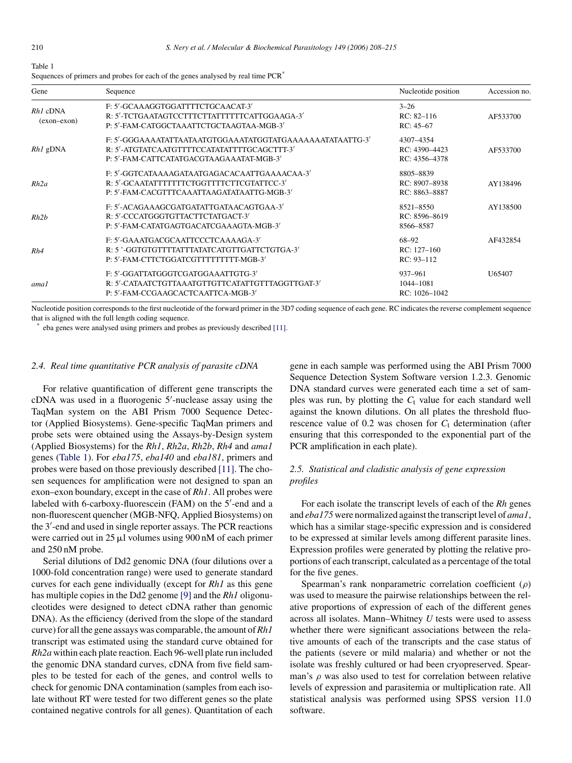Table 1
Sequences of primers and probes for each of the genes analysed by real time PCR*

| Gene | Sequence | Nucleotide position | Accession no. |
|---|---|---|---|
| *Rh1* cDNA (exon–exon) | F: 5′-GCAAAGGTGGATTTTCTGCAACAT-3′<br>R: 5′-TCTGAATAGTCCTTTCTTATTTTTTCATTGGAAGA-3′<br>P: 5′-FAM-CATGGCTAAATTCTGCTAAGTAA-MGB-3′ | 3–26<br>RC: 82–116<br>RC: 45–67 | AF533700 |
| *Rh1* gDNA | F: 5′-GGGAAAATATTAATAATGTGGAAATATGGTATGAAAAAAATATAATTG-3′<br>R: 5′-ATGTATCAATGTTTTCCATATATTTTGCAGCTTT-3′<br>P: 5′-FAM-CATTCATATGACGTAAGAAATAT-MGB-3′ | 4307–4354<br>RC: 4390–4423<br>RC: 4356–4378 | AF533700 |
| *Rh2a* | F: 5′-GGTCATAAAAGATAATGAGACACAATTGAAAACAA-3′<br>R: 5′-GCAATATTTTTTTCTGGTTTTCTTCGTATTCC-3′<br>P: 5′-FAM-CACGTTTCAAATTAAGATATAATTG-MGB-3′ | 8805–8839<br>RC: 8907–8938<br>RC: 8863–8887 | AY138496 |
| *Rh2b* | F: 5′-ACAGAAAGCGATGATATTGATAACAGTGAA-3′<br>R: 5′-CCCATGGGTGTTACTTCTATGACT-3′<br>P: 5′-FAM-CATATGAGTGACATCGAAAGTA-MGB-3′ | 8521–8550<br>RC: 8596–8619<br>8566–8587 | AY138500 |
| *Rh4* | F: 5′-GAAATGACGCAATTCCCTCAAAAGA-3′<br>R: 5 ’-GGTGTGTTTTATTTATATCATGTTGATTCTGTGA-3′<br>P: 5′-FAM-CTTCTGGATCGTTTTTTTTT-MGB-3′ | 68–92<br>RC: 127–160<br>RC: 93–112 | AF432854 |
| *ama1* | F: 5′-GGATTATGGGTCGATGGAAATTGTG-3′<br>R: 5′-CATAATCTGTTAAATGTTGTTCATATTGTTTAGGTTGAT-3′<br>P: 5′-FAM-CCGAAGCACTCAATTCA-MGB-3′ | 937–961<br>1044–1081<br>RC: 1026–1042 | U65407 |

Nucleotide position corresponds to the first nucleotide of the forward primer in the 3D7 coding sequence of each gene. RC indicates the reverse complement sequence that is aligned with the full length coding sequence.

* eba genes were analysed using primers and probes as previously described [11].

### 2.4. Real time quantitative PCR analysis of parasite cDNA

For relative quantification of different gene transcripts the cDNA was used in a fluorogenic 5′-nuclease assay using the TaqMan system on the ABI Prism 7000 Sequence Detector (Applied Biosystems). Gene-specific TaqMan primers and probe sets were obtained using the Assays-by-Design system (Applied Biosystems) for the *Rh1*, *Rh2a*, *Rh2b*, *Rh4* and *ama1* genes (Table 1). For *eba175*, *eba140* and *eba181*, primers and probes were based on those previously described [11]. The chosen sequences for amplification were not designed to span an exon–exon boundary, except in the case of *Rh1*. All probes were labeled with 6-carboxy-fluorescein (FAM) on the 5′-end and a non-fluorescent quencher (MGB-NFQ, Applied Biosystems) on the 3′-end and used in single reporter assays. The PCR reactions were carried out in 25 μl volumes using 900 nM of each primer and 250 nM probe.

Serial dilutions of Dd2 genomic DNA (four dilutions over a 1000-fold concentration range) were used to generate standard curves for each gene individually (except for *Rh1* as this gene has multiple copies in the Dd2 genome [9] and the *Rh1* oligonucleotides were designed to detect cDNA rather than genomic DNA). As the efficiency (derived from the slope of the standard curve) for all the gene assays was comparable, the amount of *Rh1* transcript was estimated using the standard curve obtained for *Rh2a* within each plate reaction. Each 96-well plate run included the genomic DNA standard curves, cDNA from five field samples to be tested for each of the genes, and control wells to check for genomic DNA contamination (samples from each isolate without RT were tested for two different genes so the plate contained negative controls for all genes). Quantitation of each gene in each sample was performed using the ABI Prism 7000 Sequence Detection System Software version 1.2.3. Genomic DNA standard curves were generated each time a set of samples was run, by plotting the $C_t$ value for each standard well against the known dilutions. On all plates the threshold fluorescence value of 0.2 was chosen for $C_t$ determination (after ensuring that this corresponded to the exponential part of the PCR amplification in each plate).

### 2.5. Statistical and cladistic analysis of gene expression profiles

For each isolate the transcript levels of each of the *Rh* genes and *eba175* were normalized against the transcript level of *ama1*, which has a similar stage-specific expression and is considered to be expressed at similar levels among different parasite lines. Expression profiles were generated by plotting the relative proportions of each transcript, calculated as a percentage of the total for the five genes.

Spearman's rank nonparametric correlation coefficient ($\rho$) was used to measure the pairwise relationships between the relative proportions of expression of each of the different genes across all isolates. Mann–Whitney *U* tests were used to assess whether there were significant associations between the relative amounts of each of the transcripts and the case status of the patients (severe or mild malaria) and whether or not the isolate was freshly cultured or had been cryopreserved. Spearman's $\rho$ was also used to test for correlation between relative levels of expression and parasitemia or multiplication rate. All statistical analysis was performed using SPSS version 11.0 software.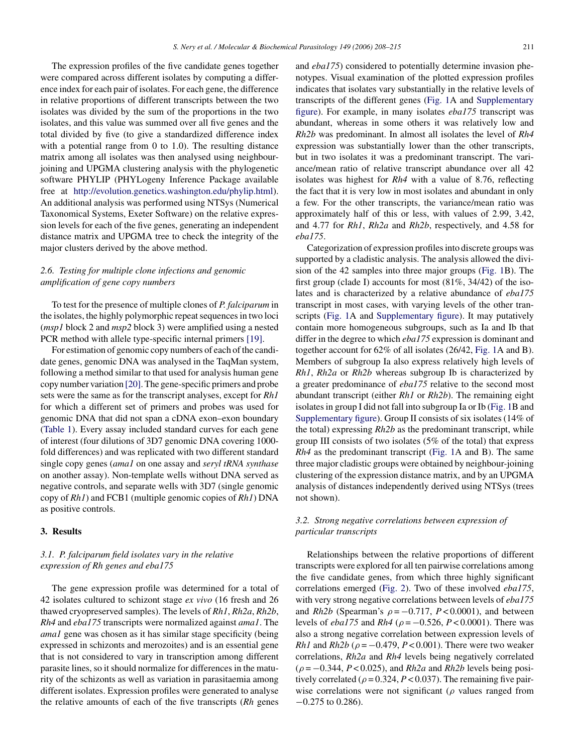The expression profiles of the five candidate genes together were compared across different isolates by computing a difference index for each pair of isolates. For each gene, the difference in relative proportions of different transcripts between the two isolates was divided by the sum of the proportions in the two isolates, and this value was summed over all five genes and the total divided by five (to give a standardized difference index with a potential range from 0 to 1.0). The resulting distance matrix among all isolates was then analysed using neighbour-joining and UPGMA clustering analysis with the phylogenetic software PHYLIP (PHYLogeny Inference Package available free at http://evolution.genetics.washington.edu/phylip.html). An additional analysis was performed using NTSys (Numerical Taxonomical Systems, Exeter Software) on the relative expression levels for each of the five genes, generating an independent distance matrix and UPGMA tree to check the integrity of the major clusters derived by the above method.

### 2.6. Testing for multiple clone infections and genomic amplification of gene copy numbers

To test for the presence of multiple clones of *P. falciparum* in the isolates, the highly polymorphic repeat sequences in two loci (*msp1* block 2 and *msp2* block 3) were amplified using a nested PCR method with allele type-specific internal primers [19].

For estimation of genomic copy numbers of each of the candidate genes, genomic DNA was analysed in the TaqMan system, following a method similar to that used for analysis human gene copy number variation [20]. The gene-specific primers and probe sets were the same as for the transcript analyses, except for *Rh1* for which a different set of primers and probes was used for genomic DNA that did not span a cDNA exon–exon boundary (Table 1). Every assay included standard curves for each gene of interest (four dilutions of 3D7 genomic DNA covering 1000-fold differences) and was replicated with two different standard single copy genes (*ama1* on one assay and *seryl tRNA synthase* on another assay). Non-template wells without DNA served as negative controls, and separate wells with 3D7 (single genomic copy of *Rh1*) and FCB1 (multiple genomic copies of *Rh1*) DNA as positive controls.

## 3. Results

### 3.1. P. falciparum field isolates vary in the relative expression of Rh genes and eba175

The gene expression profile was determined for a total of 42 isolates cultured to schizont stage *ex vivo* (16 fresh and 26 thawed cryopreserved samples). The levels of *Rh1*, *Rh2a*, *Rh2b*, *Rh4* and *eba175* transcripts were normalized against *ama1*. The *ama1* gene was chosen as it has similar stage specificity (being expressed in schizonts and merozoites) and is an essential gene that is not considered to vary in transcription among different parasite lines, so it should normalize for differences in the maturity of the schizonts as well as variation in parasitaemia among different isolates. Expression profiles were generated to analyse the relative amounts of each of the five transcripts (*Rh* genes and *eba175*) considered to potentially determine invasion phenotypes. Visual examination of the plotted expression profiles indicates that isolates vary substantially in the relative levels of transcripts of the different genes (Fig. 1A and Supplementary figure). For example, in many isolates *eba175* transcript was abundant, whereas in some others it was relatively low and *Rh2b* was predominant. In almost all isolates the level of *Rh4* expression was substantially lower than the other transcripts, but in two isolates it was a predominant transcript. The variance/mean ratio of relative transcript abundance over all 42 isolates was highest for *Rh4* with a value of 8.76, reflecting the fact that it is very low in most isolates and abundant in only a few. For the other transcripts, the variance/mean ratio was approximately half of this or less, with values of 2.99, 3.42, and 4.77 for *Rh1*, *Rh2a* and *Rh2b*, respectively, and 4.58 for *eba175*.

Categorization of expression profiles into discrete groups was supported by a cladistic analysis. The analysis allowed the division of the 42 samples into three major groups (Fig. 1B). The first group (clade I) accounts for most (81%, 34/42) of the isolates and is characterized by a relative abundance of *eba175* transcript in most cases, with varying levels of the other transcripts (Fig. 1A and Supplementary figure). It may putatively contain more homogeneous subgroups, such as Ia and Ib that differ in the degree to which *eba175* expression is dominant and together account for 62% of all isolates (26/42, Fig. 1A and B). Members of subgroup Ia also express relatively high levels of *Rh1*, *Rh2a* or *Rh2b* whereas subgroup Ib is characterized by a greater predominance of *eba175* relative to the second most abundant transcript (either *Rh1* or *Rh2b*). The remaining eight isolates in group I did not fall into subgroup Ia or Ib (Fig. 1B and Supplementary figure). Group II consists of six isolates (14% of the total) expressing *Rh2b* as the predominant transcript, while group III consists of two isolates (5% of the total) that express *Rh4* as the predominant transcript (Fig. 1A and B). The same three major cladistic groups were obtained by neighbour-joining clustering of the expression distance matrix, and by an UPGMA analysis of distances independently derived using NTSys (trees not shown).

### 3.2. Strong negative correlations between expression of particular transcripts

Relationships between the relative proportions of different transcripts were explored for all ten pairwise correlations among the five candidate genes, from which three highly significant correlations emerged (Fig. 2). Two of these involved *eba175*, with very strong negative correlations between levels of *eba175* and *Rh2b* (Spearman's $\rho = -0.717$, $P < 0.0001$), and between levels of *eba175* and *Rh4* ($\rho = -0.526$, $P < 0.0001$). There was also a strong negative correlation between expression levels of *Rh1* and *Rh2b* ($\rho = -0.479$, $P < 0.001$). There were two weaker correlations, *Rh2a* and *Rh4* levels being negatively correlated ($\rho = -0.344$, $P < 0.025$), and *Rh2a* and *Rh2b* levels being positively correlated ($\rho = 0.324$, $P < 0.037$). The remaining five pairwise correlations were not significant ($\rho$ values ranged from $-0.275$ to $0.286$).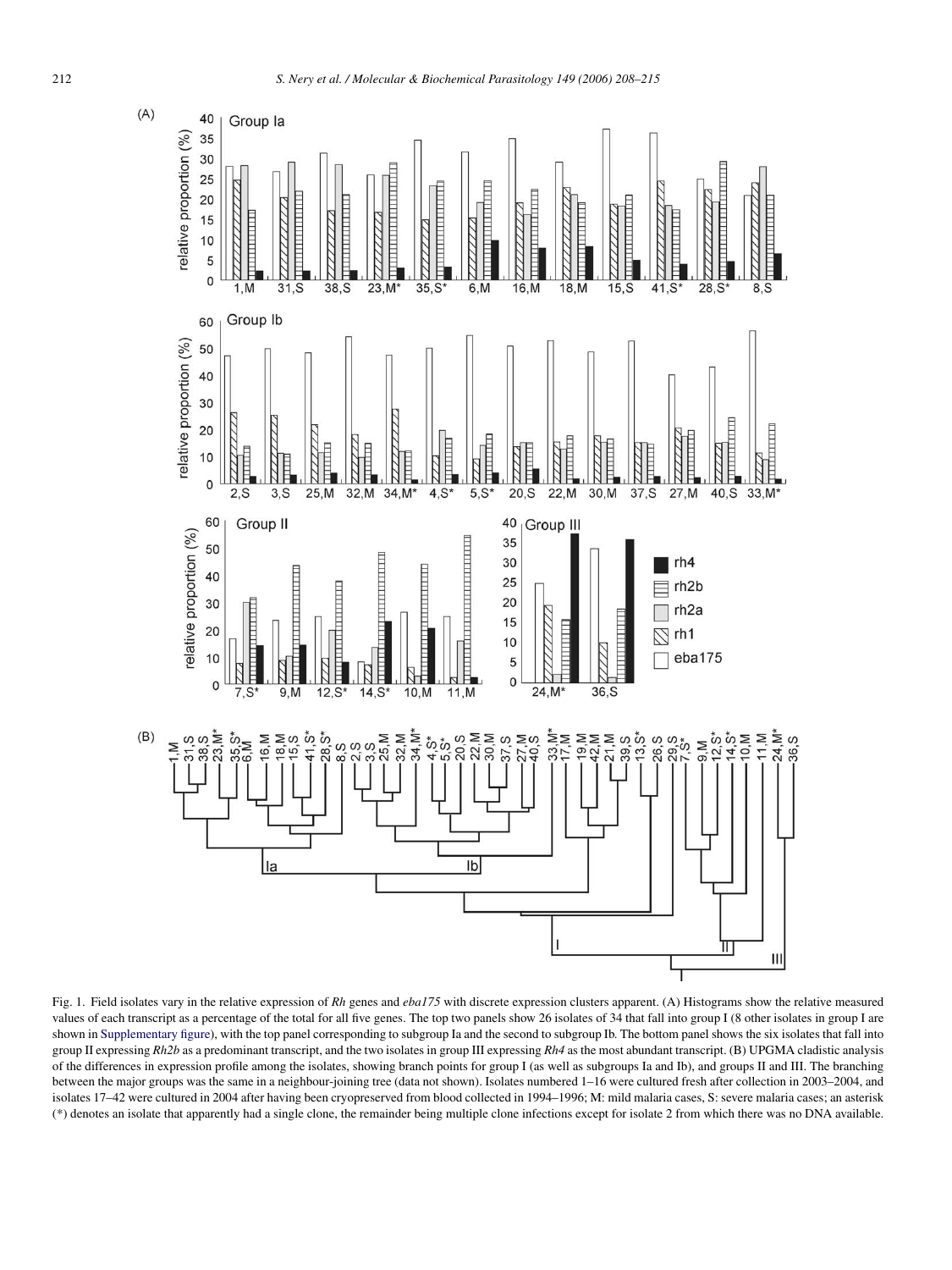Fig. 1. Field isolates vary in the relative expression of *Rh* genes and *eba175* with discrete expression clusters apparent. (A) Histograms show the relative measured values of each transcript as a percentage of the total for all five genes. The top two panels show 26 isolates of 34 that fall into group I (8 other isolates in group I are shown in Supplementary figure), with the top panel corresponding to subgroup Ia and the second to subgroup Ib. The bottom panel shows the six isolates that fall into group II expressing *Rh2b* as a predominant transcript, and the two isolates in group III expressing *Rh4* as the most abundant transcript. (B) UPGMA cladistic analysis of the differences in expression profile among the isolates, showing branch points for group I (as well as subgroups Ia and Ib), and groups II and III. The branching between the major groups was the same in a neighbour-joining tree (data not shown). Isolates numbered 1–16 were cultured fresh after collection in 2003–2004, and isolates 17–42 were cultured in 2004 after having been cryopreserved from blood collected in 1994–1996; M: mild malaria cases, S: severe malaria cases; an asterisk (*) denotes an isolate that apparently had a single clone, the remainder being multiple clone infections except for isolate 2 from which there was no DNA available.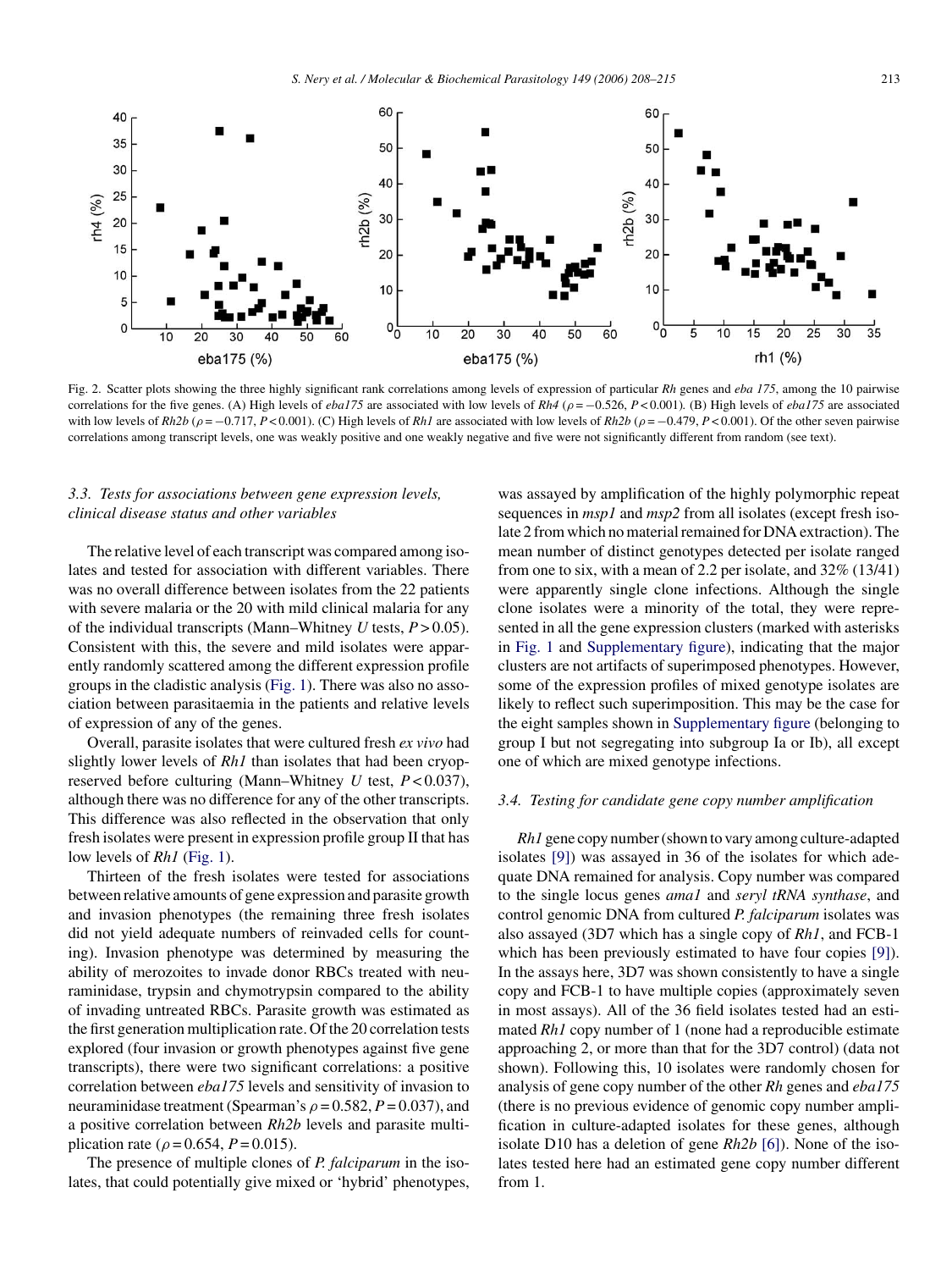Fig. 2. Scatter plots showing the three highly significant rank correlations among levels of expression of particular *Rh* genes and *eba 175*, among the 10 pairwise correlations for the five genes. (A) High levels of *eba175* are associated with low levels of *Rh4* ($\rho = -0.526$, $P < 0.001$). (B) High levels of *eba175* are associated with low levels of *Rh2b* ($\rho = -0.717$, $P < 0.001$). (C) High levels of *Rh1* are associated with low levels of *Rh2b* ($\rho = -0.479$, $P < 0.001$). Of the other seven pairwise correlations among transcript levels, one was weakly positive and one weakly negative and five were not significantly different from random (see text).

### 3.3. Tests for associations between gene expression levels, clinical disease status and other variables

The relative level of each transcript was compared among isolates and tested for association with different variables. There was no overall difference between isolates from the 22 patients with severe malaria or the 20 with mild clinical malaria for any of the individual transcripts (Mann–Whitney *U* tests, $P > 0.05$). Consistent with this, the severe and mild isolates were apparently randomly scattered among the different expression profile groups in the cladistic analysis (Fig. 1). There was also no association between parasitaemia in the patients and relative levels of expression of any of the genes.

Overall, parasite isolates that were cultured fresh *ex vivo* had slightly lower levels of *Rh1* than isolates that had been cryopreserved before culturing (Mann–Whitney *U* test, $P < 0.037$), although there was no difference for any of the other transcripts. This difference was also reflected in the observation that only fresh isolates were present in expression profile group II that has low levels of *Rh1* (Fig. 1).

Thirteen of the fresh isolates were tested for associations between relative amounts of gene expression and parasite growth and invasion phenotypes (the remaining three fresh isolates did not yield adequate numbers of reinvaded cells for counting). Invasion phenotype was determined by measuring the ability of merozoites to invade donor RBCs treated with neuraminidase, trypsin and chymotrypsin compared to the ability of invading untreated RBCs. Parasite growth was estimated as the first generation multiplication rate. Of the 20 correlation tests explored (four invasion or growth phenotypes against five gene transcripts), there were two significant correlations: a positive correlation between *eba175* levels and sensitivity of invasion to neuraminidase treatment (Spearman's $\rho = 0.582$, $P = 0.037$), and a positive correlation between *Rh2b* levels and parasite multiplication rate ($\rho = 0.654$, $P = 0.015$).

The presence of multiple clones of *P. falciparum* in the isolates, that could potentially give mixed or 'hybrid' phenotypes, was assayed by amplification of the highly polymorphic repeat sequences in *msp1* and *msp2* from all isolates (except fresh isolate 2 from which no material remained for DNA extraction). The mean number of distinct genotypes detected per isolate ranged from one to six, with a mean of 2.2 per isolate, and 32% (13/41) were apparently single clone infections. Although the single clone isolates were a minority of the total, they were represented in all the gene expression clusters (marked with asterisks in Fig. 1 and Supplementary figure), indicating that the major clusters are not artifacts of superimposed phenotypes. However, some of the expression profiles of mixed genotype isolates are likely to reflect such superimposition. This may be the case for the eight samples shown in Supplementary figure (belonging to group I but not segregating into subgroup Ia or Ib), all except one of which are mixed genotype infections.

### 3.4. Testing for candidate gene copy number amplification

*Rh1* gene copy number (shown to vary among culture-adapted isolates [9]) was assayed in 36 of the isolates for which adequate DNA remained for analysis. Copy number was compared to the single locus genes *ama1* and *seryl tRNA synthase*, and control genomic DNA from cultured *P. falciparum* isolates was also assayed (3D7 which has a single copy of *Rh1*, and FCB-1 which has been previously estimated to have four copies [9]). In the assays here, 3D7 was shown consistently to have a single copy and FCB-1 to have multiple copies (approximately seven in most assays). All of the 36 field isolates tested had an estimated *Rh1* copy number of 1 (none had a reproducible estimate approaching 2, or more than that for the 3D7 control) (data not shown). Following this, 10 isolates were randomly chosen for analysis of gene copy number of the other *Rh* genes and *eba175* (there is no previous evidence of genomic copy number amplification in culture-adapted isolates for these genes, although isolate D10 has a deletion of gene *Rh2b* [6]). None of the isolates tested here had an estimated gene copy number different from 1.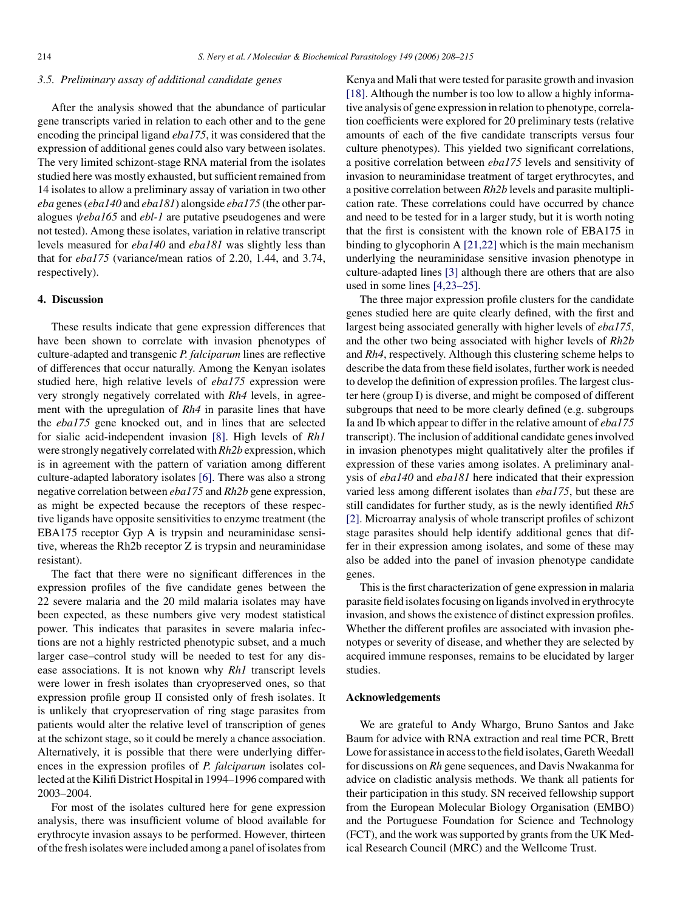### 3.5. Preliminary assay of additional candidate genes

After the analysis showed that the abundance of particular gene transcripts varied in relation to each other and to the gene encoding the principal ligand *eba175*, it was considered that the expression of additional genes could also vary between isolates. The very limited schizont-stage RNA material from the isolates studied here was mostly exhausted, but sufficient remained from 14 isolates to allow a preliminary assay of variation in two other *eba* genes (*eba140* and *eba181*) alongside *eba175* (the other paralogues *ψeba165* and *ebl-1* are putative pseudogenes and were not tested). Among these isolates, variation in relative transcript levels measured for *eba140* and *eba181* was slightly less than that for *eba175* (variance/mean ratios of 2.20, 1.44, and 3.74, respectively).

## 4. Discussion

These results indicate that gene expression differences that have been shown to correlate with invasion phenotypes of culture-adapted and transgenic *P. falciparum* lines are reflective of differences that occur naturally. Among the Kenyan isolates studied here, high relative levels of *eba175* expression were very strongly negatively correlated with *Rh4* levels, in agreement with the upregulation of *Rh4* in parasite lines that have the *eba175* gene knocked out, and in lines that are selected for sialic acid-independent invasion [8]. High levels of *Rh1* were strongly negatively correlated with *Rh2b* expression, which is in agreement with the pattern of variation among different culture-adapted laboratory isolates [6]. There was also a strong negative correlation between *eba175* and *Rh2b* gene expression, as might be expected because the receptors of these respective ligands have opposite sensitivities to enzyme treatment (the EBA175 receptor Gyp A is trypsin and neuraminidase sensitive, whereas the Rh2b receptor Z is trypsin and neuraminidase resistant).

The fact that there were no significant differences in the expression profiles of the five candidate genes between the 22 severe malaria and the 20 mild malaria isolates may have been expected, as these numbers give very modest statistical power. This indicates that parasites in severe malaria infections are not a highly restricted phenotypic subset, and a much larger case–control study will be needed to test for any disease associations. It is not known why *Rh1* transcript levels were lower in fresh isolates than cryopreserved ones, so that expression profile group II consisted only of fresh isolates. It is unlikely that cryopreservation of ring stage parasites from patients would alter the relative level of transcription of genes at the schizont stage, so it could be merely a chance association. Alternatively, it is possible that there were underlying differences in the expression profiles of *P. falciparum* isolates collected at the Kilifi District Hospital in 1994–1996 compared with 2003–2004.

For most of the isolates cultured here for gene expression analysis, there was insufficient volume of blood available for erythrocyte invasion assays to be performed. However, thirteen of the fresh isolates were included among a panel of isolates from Kenya and Mali that were tested for parasite growth and invasion [18]. Although the number is too low to allow a highly informative analysis of gene expression in relation to phenotype, correlation coefficients were explored for 20 preliminary tests (relative amounts of each of the five candidate transcripts versus four culture phenotypes). This yielded two significant correlations, a positive correlation between *eba175* levels and sensitivity of invasion to neuraminidase treatment of target erythrocytes, and a positive correlation between *Rh2b* levels and parasite multiplication rate. These correlations could have occurred by chance and need to be tested for in a larger study, but it is worth noting that the first is consistent with the known role of EBA175 in binding to glycophorin A [21,22] which is the main mechanism underlying the neuraminidase sensitive invasion phenotype in culture-adapted lines [3] although there are others that are also used in some lines [4,23–25].

The three major expression profile clusters for the candidate genes studied here are quite clearly defined, with the first and largest being associated generally with higher levels of *eba175*, and the other two being associated with higher levels of *Rh2b* and *Rh4*, respectively. Although this clustering scheme helps to describe the data from these field isolates, further work is needed to develop the definition of expression profiles. The largest cluster here (group I) is diverse, and might be composed of different subgroups that need to be more clearly defined (e.g. subgroups Ia and Ib which appear to differ in the relative amount of *eba175* transcript). The inclusion of additional candidate genes involved in invasion phenotypes might qualitatively alter the profiles if expression of these varies among isolates. A preliminary analysis of *eba140* and *eba181* here indicated that their expression varied less among different isolates than *eba175*, but these are still candidates for further study, as is the newly identified *Rh5* [2]. Microarray analysis of whole transcript profiles of schizont stage parasites should help identify additional genes that differ in their expression among isolates, and some of these may also be added into the panel of invasion phenotype candidate genes.

This is the first characterization of gene expression in malaria parasite field isolates focusing on ligands involved in erythrocyte invasion, and shows the existence of distinct expression profiles. Whether the different profiles are associated with invasion phenotypes or severity of disease, and whether they are selected by acquired immune responses, remains to be elucidated by larger studies.

## Acknowledgements

We are grateful to Andy Whargo, Bruno Santos and Jake Baum for advice with RNA extraction and real time PCR, Brett Lowe for assistance in access to the field isolates, Gareth Weedall for discussions on *Rh* gene sequences, and Davis Nwakanma for advice on cladistic analysis methods. We thank all patients for their participation in this study. SN received fellowship support from the European Molecular Biology Organisation (EMBO) and the Portuguese Foundation for Science and Technology (FCT), and the work was supported by grants from the UK Medical Research Council (MRC) and the Wellcome Trust.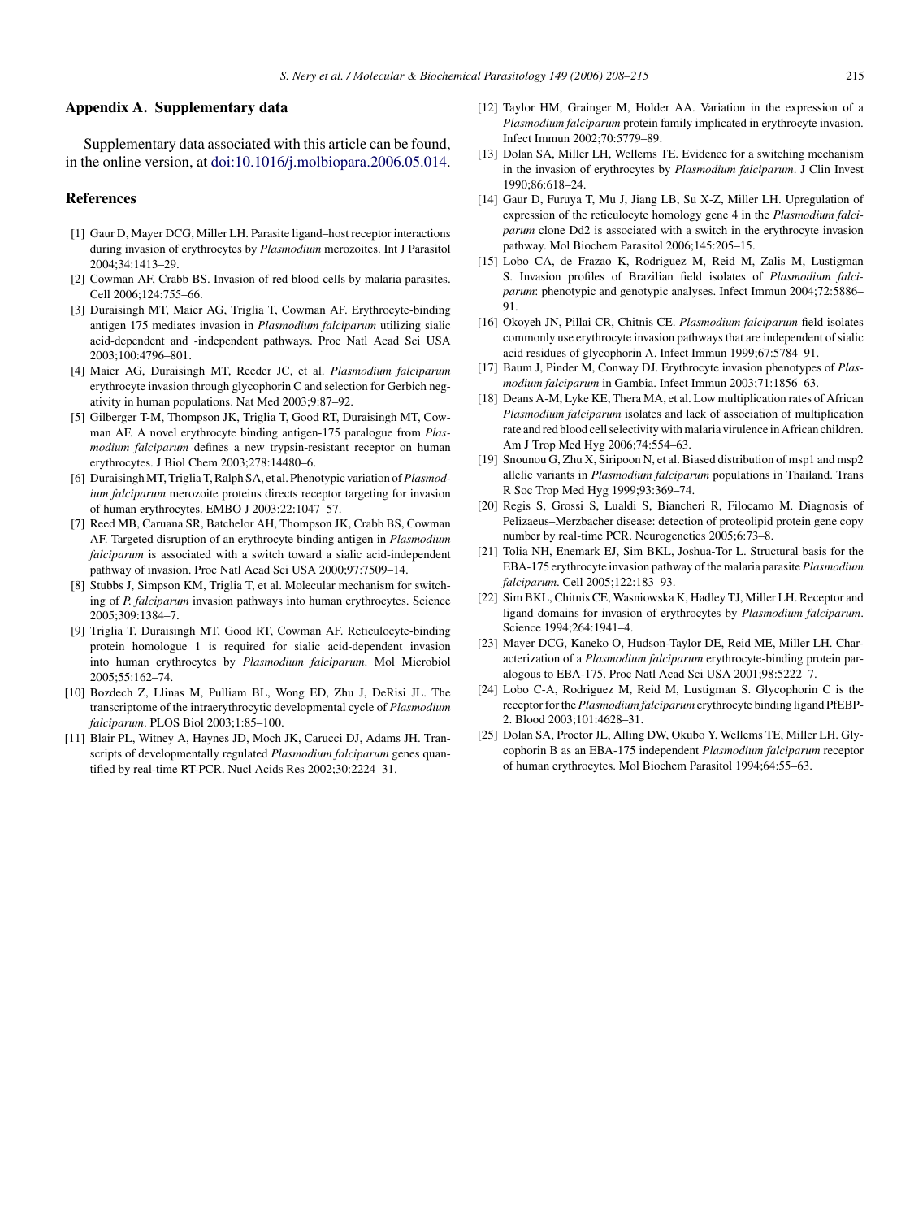## Appendix A. Supplementary data

Supplementary data associated with this article can be found, in the online version, at doi:10.1016/j.molbiopara.2006.05.014.

## References

[1] Gaur D, Mayer DCG, Miller LH. Parasite ligand–host receptor interactions during invasion of erythrocytes by *Plasmodium* merozoites. Int J Parasitol 2004;34:1413–29.

[2] Cowman AF, Crabb BS. Invasion of red blood cells by malaria parasites. Cell 2006;124:755–66.

[3] Duraisingh MT, Maier AG, Triglia T, Cowman AF. Erythrocyte-binding antigen 175 mediates invasion in *Plasmodium falciparum* utilizing sialic acid-dependent and -independent pathways. Proc Natl Acad Sci USA 2003;100:4796–801.

[4] Maier AG, Duraisingh MT, Reeder JC, et al. *Plasmodium falciparum* erythrocyte invasion through glycophorin C and selection for Gerbich negativity in human populations. Nat Med 2003;9:87–92.

[5] Gilberger T-M, Thompson JK, Triglia T, Good RT, Duraisingh MT, Cowman AF. A novel erythrocyte binding antigen-175 paralogue from *Plasmodium falciparum* defines a new trypsin-resistant receptor on human erythrocytes. J Biol Chem 2003;278:14480–6.

[6] Duraisingh MT, Triglia T, Ralph SA, et al. Phenotypic variation of *Plasmodium falciparum* merozoite proteins directs receptor targeting for invasion of human erythrocytes. EMBO J 2003;22:1047–57.

[7] Reed MB, Caruana SR, Batchelor AH, Thompson JK, Crabb BS, Cowman AF. Targeted disruption of an erythrocyte binding antigen in *Plasmodium falciparum* is associated with a switch toward a sialic acid-independent pathway of invasion. Proc Natl Acad Sci USA 2000;97:7509–14.

[8] Stubbs J, Simpson KM, Triglia T, et al. Molecular mechanism for switching of *P. falciparum* invasion pathways into human erythrocytes. Science 2005;309:1384–7.

[9] Triglia T, Duraisingh MT, Good RT, Cowman AF. Reticulocyte-binding protein homologue 1 is required for sialic acid-dependent invasion into human erythrocytes by *Plasmodium falciparum*. Mol Microbiol 2005;55:162–74.

[10] Bozdech Z, Llinas M, Pulliam BL, Wong ED, Zhu J, DeRisi JL. The transcriptome of the intraerythrocytic developmental cycle of *Plasmodium falciparum*. PLOS Biol 2003;1:85–100.

[11] Blair PL, Witney A, Haynes JD, Moch JK, Carucci DJ, Adams JH. Transcripts of developmentally regulated *Plasmodium falciparum* genes quantified by real-time RT-PCR. Nucl Acids Res 2002;30:2224–31.

[12] Taylor HM, Grainger M, Holder AA. Variation in the expression of a *Plasmodium falciparum* protein family implicated in erythrocyte invasion. Infect Immun 2002;70:5779–89.

[13] Dolan SA, Miller LH, Wellems TE. Evidence for a switching mechanism in the invasion of erythrocytes by *Plasmodium falciparum*. J Clin Invest 1990;86:618–24.

[14] Gaur D, Furuya T, Mu J, Jiang LB, Su X-Z, Miller LH. Upregulation of expression of the reticulocyte homology gene 4 in the *Plasmodium falciparum* clone Dd2 is associated with a switch in the erythrocyte invasion pathway. Mol Biochem Parasitol 2006;145:205–15.

[15] Lobo CA, de Frazao K, Rodriguez M, Reid M, Zalis M, Lustigman S. Invasion profiles of Brazilian field isolates of *Plasmodium falciparum*: phenotypic and genotypic analyses. Infect Immun 2004;72:5886–91.

[16] Okoyeh JN, Pillai CR, Chitnis CE. *Plasmodium falciparum* field isolates commonly use erythrocyte invasion pathways that are independent of sialic acid residues of glycophorin A. Infect Immun 1999;67:5784–91.

[17] Baum J, Pinder M, Conway DJ. Erythrocyte invasion phenotypes of *Plasmodium falciparum* in Gambia. Infect Immun 2003;71:1856–63.

[18] Deans A-M, Lyke KE, Thera MA, et al. Low multiplication rates of African *Plasmodium falciparum* isolates and lack of association of multiplication rate and red blood cell selectivity with malaria virulence in African children. Am J Trop Med Hyg 2006;74:554–63.

[19] Snounou G, Zhu X, Siripoon N, et al. Biased distribution of msp1 and msp2 allelic variants in *Plasmodium falciparum* populations in Thailand. Trans R Soc Trop Med Hyg 1999;93:369–74.

[20] Regis S, Grossi S, Lualdi S, Biancheri R, Filocamo M. Diagnosis of Pelizaeus–Merzbacher disease: detection of proteolipid protein gene copy number by real-time PCR. Neurogenetics 2005;6:73–8.

[21] Tolia NH, Enemark EJ, Sim BKL, Joshua-Tor L. Structural basis for the EBA-175 erythrocyte invasion pathway of the malaria parasite *Plasmodium falciparum*. Cell 2005;122:183–93.

[22] Sim BKL, Chitnis CE, Wasniowska K, Hadley TJ, Miller LH. Receptor and ligand domains for invasion of erythrocytes by *Plasmodium falciparum*. Science 1994;264:1941–4.

[23] Mayer DCG, Kaneko O, Hudson-Taylor DE, Reid ME, Miller LH. Characterization of a *Plasmodium falciparum* erythrocyte-binding protein paralogous to EBA-175. Proc Natl Acad Sci USA 2001;98:5222–7.

[24] Lobo C-A, Rodriguez M, Reid M, Lustigman S. Glycophorin C is the receptor for the *Plasmodium falciparum* erythrocyte binding ligand PfEBP-2. Blood 2003;101:4628–31.

[25] Dolan SA, Proctor JL, Alling DW, Okubo Y, Wellems TE, Miller LH. Glycophorin B as an EBA-175 independent *Plasmodium falciparum* receptor of human erythrocytes. Mol Biochem Parasitol 1994;64:55–63.